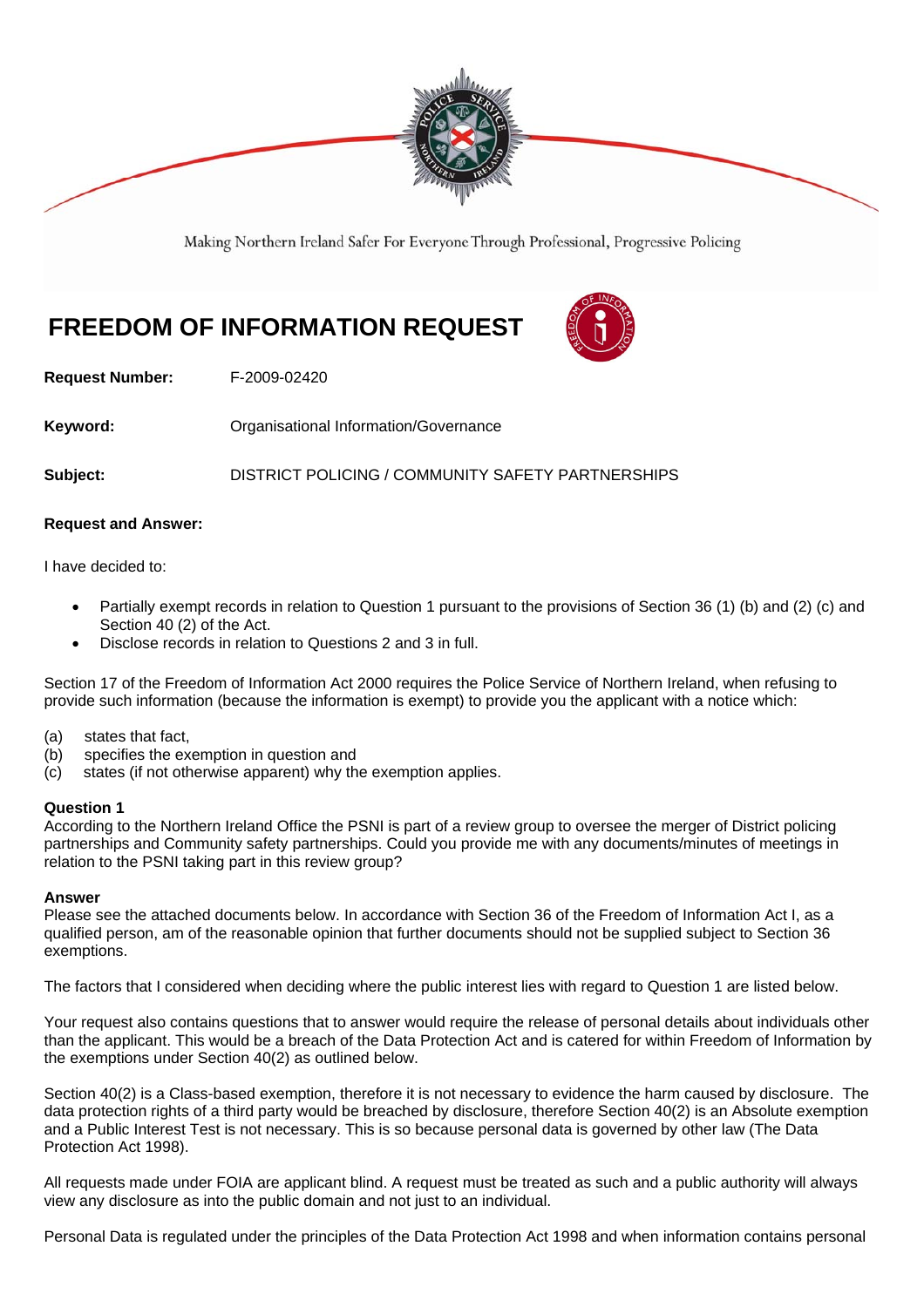Making Northern Ireland Safer For Everyone Through Professional, Progressive Policing

# FREEDOM OF INFORMATION REQUEST

**Request Number:** F-2009-02420

**Keyword:** Organisational Information/Governance

**Subject:** DISTRICT POLICING / COMMUNITY SAFETY PARTNERSHIPS

**Request and Answer:**

I have decided to:

- Partially exempt records in relation to Question 1 pursuant to the provisions of Section 36 (1) (b) and (2) (c) and Section 40 (2) of the Act.
- Disclose records in relation to Questions 2 and 3 in full.

Section 17 of the Freedom of Information Act 2000 requires the Police Service of Northern Ireland, when refusing to provide such information (because the information is exempt) to provide you the applicant with a notice which:

(a) states that fact,
(b) specifies the exemption in question and
(c) states (if not otherwise apparent) why the exemption applies.

**Question 1**
According to the Northern Ireland Office the PSNI is part of a review group to oversee the merger of District policing partnerships and Community safety partnerships. Could you provide me with any documents/minutes of meetings in relation to the PSNI taking part in this review group?

**Answer**
Please see the attached documents below. In accordance with Section 36 of the Freedom of Information Act I, as a qualified person, am of the reasonable opinion that further documents should not be supplied subject to Section 36 exemptions.

The factors that I considered when deciding where the public interest lies with regard to Question 1 are listed below.

Your request also contains questions that to answer would require the release of personal details about individuals other than the applicant. This would be a breach of the Data Protection Act and is catered for within Freedom of Information by the exemptions under Section 40(2) as outlined below.

Section 40(2) is a Class-based exemption, therefore it is not necessary to evidence the harm caused by disclosure. The data protection rights of a third party would be breached by disclosure, therefore Section 40(2) is an Absolute exemption and a Public Interest Test is not necessary. This is so because personal data is governed by other law (The Data Protection Act 1998).

All requests made under FOIA are applicant blind. A request must be treated as such and a public authority will always view any disclosure as into the public domain and not just to an individual.

Personal Data is regulated under the principles of the Data Protection Act 1998 and when information contains personal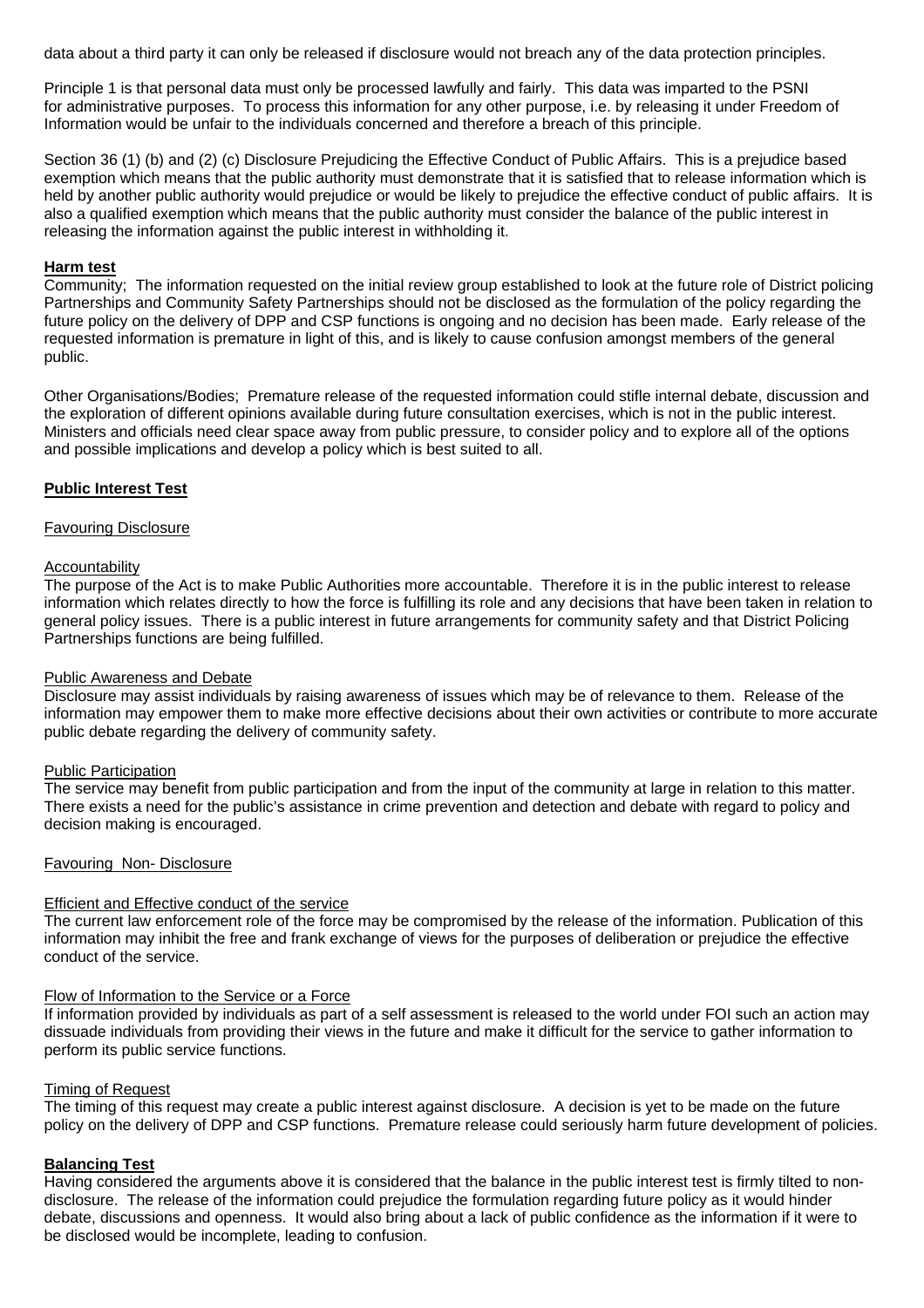data about a third party it can only be released if disclosure would not breach any of the data protection principles.

Principle 1 is that personal data must only be processed lawfully and fairly. This data was imparted to the PSNI for administrative purposes. To process this information for any other purpose, i.e. by releasing it under Freedom of Information would be unfair to the individuals concerned and therefore a breach of this principle.

Section 36 (1) (b) and (2) (c) Disclosure Prejudicing the Effective Conduct of Public Affairs. This is a prejudice based exemption which means that the public authority must demonstrate that it is satisfied that to release information which is held by another public authority would prejudice or would be likely to prejudice the effective conduct of public affairs. It is also a qualified exemption which means that the public authority must consider the balance of the public interest in releasing the information against the public interest in withholding it.

**Harm test**

Community; The information requested on the initial review group established to look at the future role of District policing Partnerships and Community Safety Partnerships should not be disclosed as the formulation of the policy regarding the future policy on the delivery of DPP and CSP functions is ongoing and no decision has been made. Early release of the requested information is premature in light of this, and is likely to cause confusion amongst members of the general public.

Other Organisations/Bodies; Premature release of the requested information could stifle internal debate, discussion and the exploration of different opinions available during future consultation exercises, which is not in the public interest. Ministers and officials need clear space away from public pressure, to consider policy and to explore all of the options and possible implications and develop a policy which is best suited to all.

**Public Interest Test**

Favouring Disclosure

Accountability

The purpose of the Act is to make Public Authorities more accountable. Therefore it is in the public interest to release information which relates directly to how the force is fulfilling its role and any decisions that have been taken in relation to general policy issues. There is a public interest in future arrangements for community safety and that District Policing Partnerships functions are being fulfilled.

Public Awareness and Debate

Disclosure may assist individuals by raising awareness of issues which may be of relevance to them. Release of the information may empower them to make more effective decisions about their own activities or contribute to more accurate public debate regarding the delivery of community safety.

Public Participation

The service may benefit from public participation and from the input of the community at large in relation to this matter. There exists a need for the public's assistance in crime prevention and detection and debate with regard to policy and decision making is encouraged.

Favouring Non- Disclosure

Efficient and Effective conduct of the service

The current law enforcement role of the force may be compromised by the release of the information. Publication of this information may inhibit the free and frank exchange of views for the purposes of deliberation or prejudice the effective conduct of the service.

Flow of Information to the Service or a Force

If information provided by individuals as part of a self assessment is released to the world under FOI such an action may dissuade individuals from providing their views in the future and make it difficult for the service to gather information to perform its public service functions.

Timing of Request

The timing of this request may create a public interest against disclosure. A decision is yet to be made on the future policy on the delivery of DPP and CSP functions. Premature release could seriously harm future development of policies.

**Balancing Test**

Having considered the arguments above it is considered that the balance in the public interest test is firmly tilted to non-disclosure. The release of the information could prejudice the formulation regarding future policy as it would hinder debate, discussions and openness. It would also bring about a lack of public confidence as the information if it were to be disclosed would be incomplete, leading to confusion.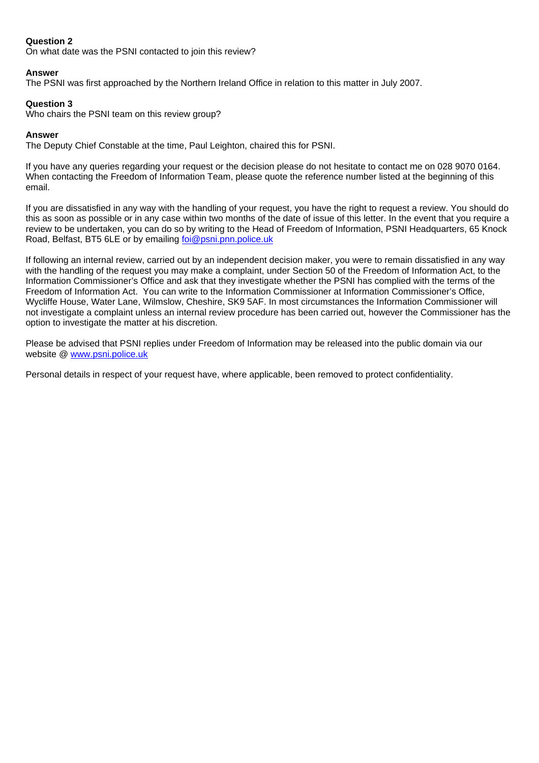**Question 2**
On what date was the PSNI contacted to join this review?

**Answer**
The PSNI was first approached by the Northern Ireland Office in relation to this matter in July 2007.

**Question 3**
Who chairs the PSNI team on this review group?

**Answer**
The Deputy Chief Constable at the time, Paul Leighton, chaired this for PSNI.

If you have any queries regarding your request or the decision please do not hesitate to contact me on 028 9070 0164. When contacting the Freedom of Information Team, please quote the reference number listed at the beginning of this email.

If you are dissatisfied in any way with the handling of your request, you have the right to request a review. You should do this as soon as possible or in any case within two months of the date of issue of this letter. In the event that you require a review to be undertaken, you can do so by writing to the Head of Freedom of Information, PSNI Headquarters, 65 Knock Road, Belfast, BT5 6LE or by emailing foi@psni.pnn.police.uk

If following an internal review, carried out by an independent decision maker, you were to remain dissatisfied in any way with the handling of the request you may make a complaint, under Section 50 of the Freedom of Information Act, to the Information Commissioner's Office and ask that they investigate whether the PSNI has complied with the terms of the Freedom of Information Act. You can write to the Information Commissioner at Information Commissioner's Office, Wycliffe House, Water Lane, Wilmslow, Cheshire, SK9 5AF. In most circumstances the Information Commissioner will not investigate a complaint unless an internal review procedure has been carried out, however the Commissioner has the option to investigate the matter at his discretion.

Please be advised that PSNI replies under Freedom of Information may be released into the public domain via our website @ www.psni.police.uk

Personal details in respect of your request have, where applicable, been removed to protect confidentiality.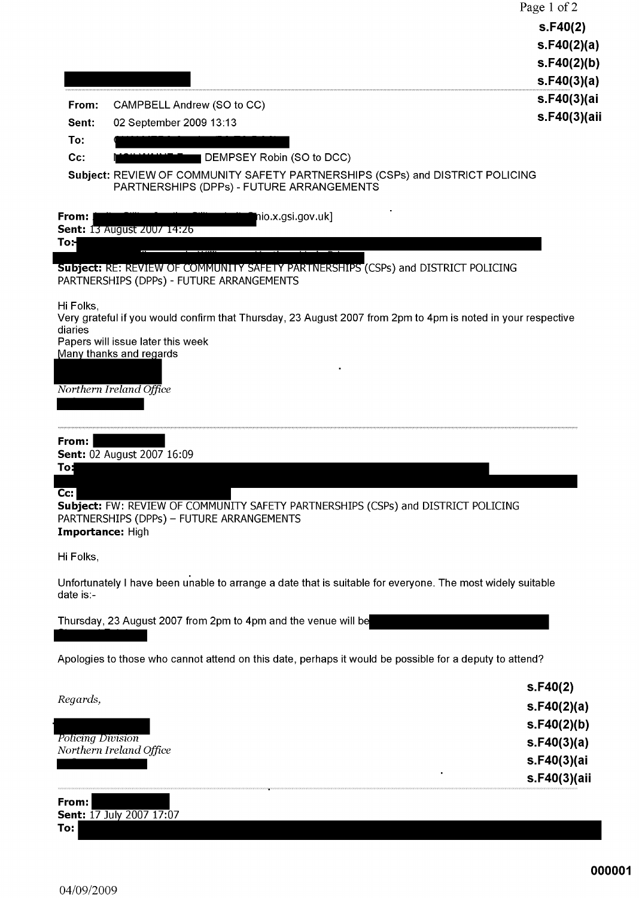s.F40(2)
s.F40(2)(a)
s.F40(2)(b)
s.F40(3)(a)
s.F40(3)(ai
s.F40(3)(aii

**From:** CAMPBELL Andrew (SO to CC)
**Sent:** 02 September 2009 13:13
**To:**
**Cc:** DEMPSEY Robin (SO to DCC)
**Subject:** REVIEW OF COMMUNITY SAFETY PARTNERSHIPS (CSPs) and DISTRICT POLICING PARTNERSHIPS (DPPs) - FUTURE ARRANGEMENTS

**From:** nio.x.gsi.gov.uk]
**Sent:** 13 August 2007 14:26
**To:**
**Subject:** RE: REVIEW OF COMMUNITY SAFETY PARTNERSHIPS (CSPs) and DISTRICT POLICING PARTNERSHIPS (DPPs) - FUTURE ARRANGEMENTS

Hi Folks,
Very grateful if you would confirm that Thursday, 23 August 2007 from 2pm to 4pm is noted in your respective diaries
Papers will issue later this week
Many thanks and regards

*Northern Ireland Office*

**From:**
**Sent:** 02 August 2007 16:09
**To:**
**Cc:**
**Subject:** FW: REVIEW OF COMMUNITY SAFETY PARTNERSHIPS (CSPs) and DISTRICT POLICING PARTNERSHIPS (DPPs) – FUTURE ARRANGEMENTS
**Importance:** High

Hi Folks,

Unfortunately I have been unable to arrange a date that is suitable for everyone. The most widely suitable date is:-

Thursday, 23 August 2007 from 2pm to 4pm and the venue will be

Apologies to those who cannot attend on this date, perhaps it would be possible for a deputy to attend?

*Regards,*

*Policing Division*
*Northern Ireland Office*

s.F40(2)
s.F40(2)(a)
s.F40(2)(b)
s.F40(3)(a)
s.F40(3)(ai
s.F40(3)(aii

**From:**
**Sent:** 17 July 2007 17:07
**To:**

000001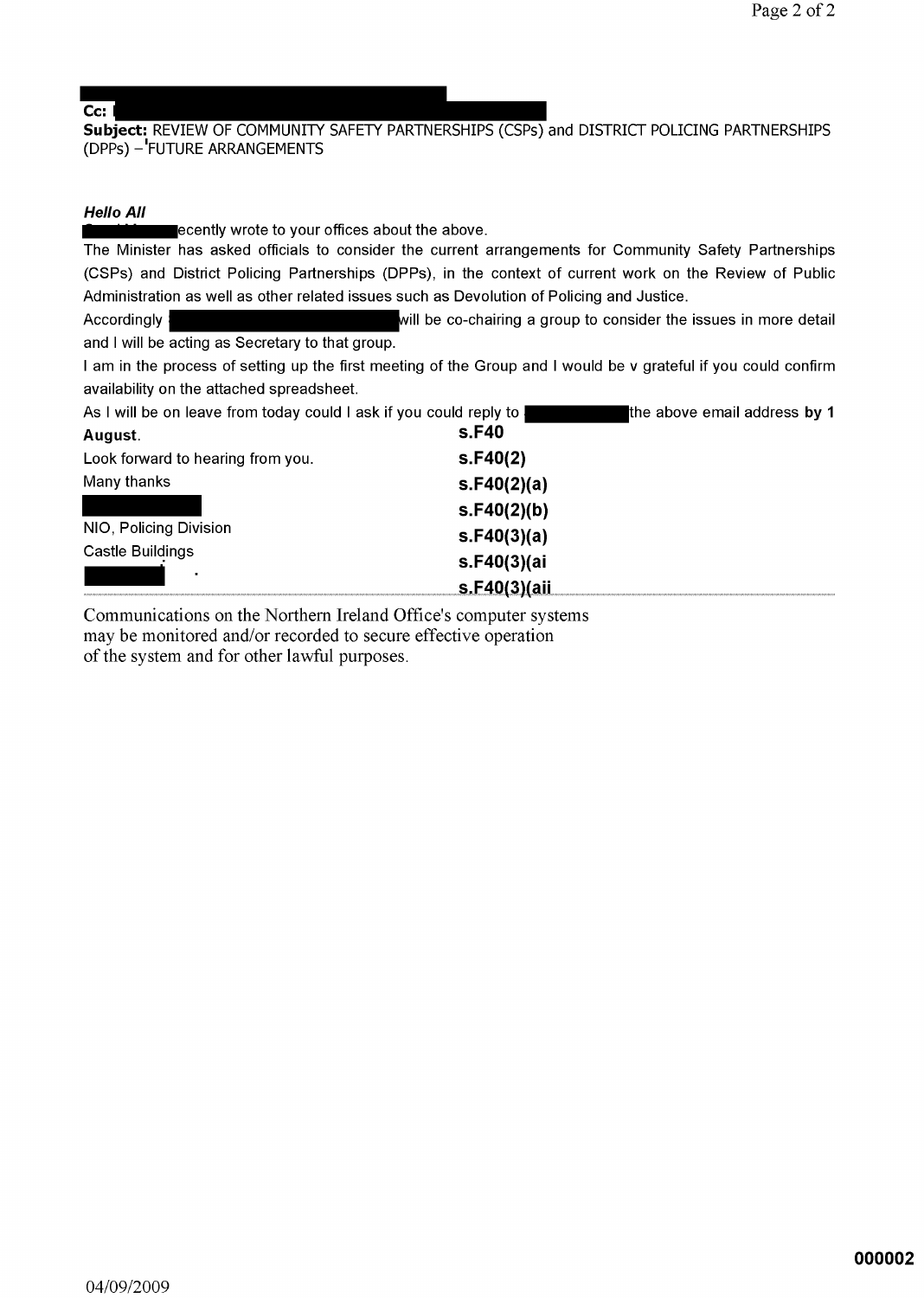**Cc:**

**Subject:** REVIEW OF COMMUNITY SAFETY PARTNERSHIPS (CSPs) and DISTRICT POLICING PARTNERSHIPS (DPPs) – 'FUTURE ARRANGEMENTS

***Hello All***

ecently wrote to your offices about the above.

The Minister has asked officials to consider the current arrangements for Community Safety Partnerships (CSPs) and District Policing Partnerships (DPPs), in the context of current work on the Review of Public Administration as well as other related issues such as Devolution of Policing and Justice.

Accordingly will be co-chairing a group to consider the issues in more detail and I will be acting as Secretary to that group.

I am in the process of setting up the first meeting of the Group and I would be v grateful if you could confirm availability on the attached spreadsheet.

As I will be on leave from today could I ask if you could reply to the above email address **by 1 August**.

Look forward to hearing from you.

Many thanks

NIO, Policing Division

Castle Buildings

**s.F40**
**s.F40(2)**
**s.F40(2)(a)**
**s.F40(2)(b)**
**s.F40(3)(a)**
**s.F40(3)(ai**
**s.F40(3)(aii**

---

Communications on the Northern Ireland Office's computer systems may be monitored and/or recorded to secure effective operation of the system and for other lawful purposes.

**000002**

04/09/2009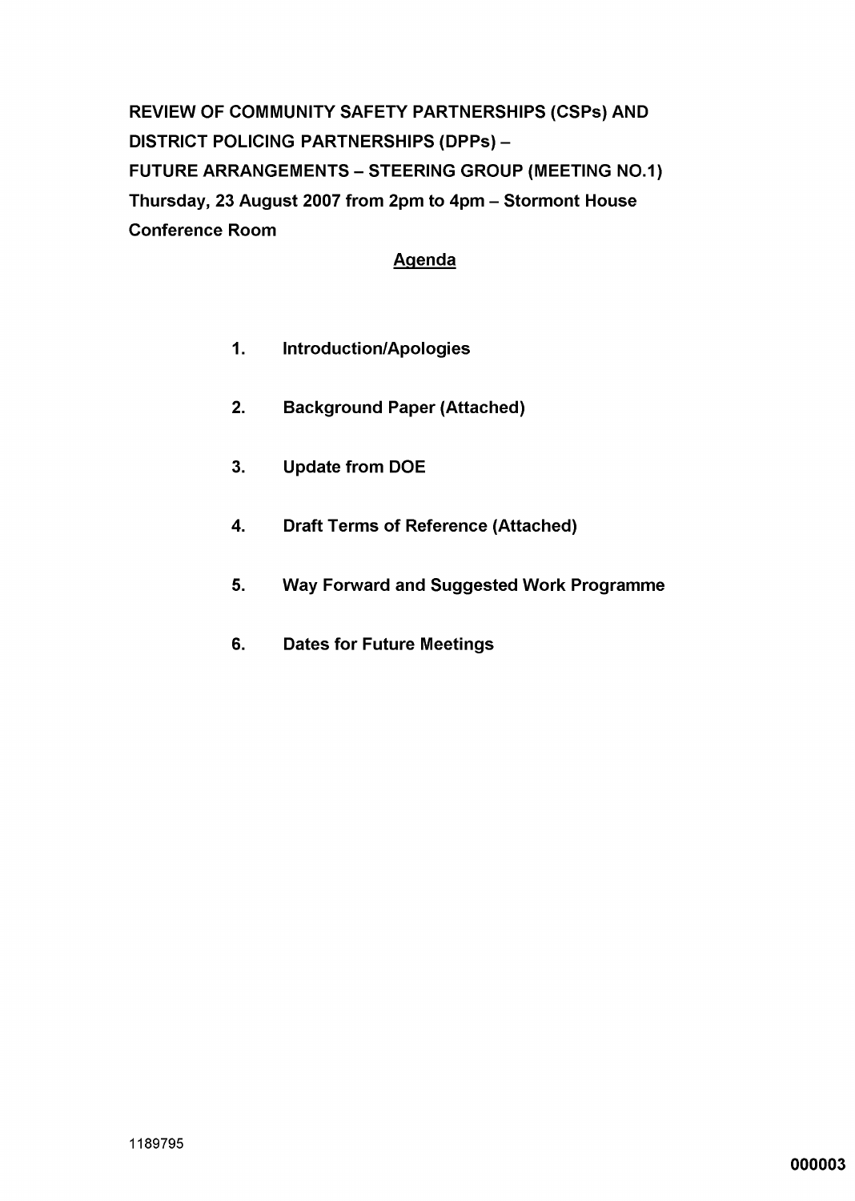**REVIEW OF COMMUNITY SAFETY PARTNERSHIPS (CSPs) AND DISTRICT POLICING PARTNERSHIPS (DPPs) –**
**FUTURE ARRANGEMENTS – STEERING GROUP (MEETING NO.1)**
**Thursday, 23 August 2007 from 2pm to 4pm – Stormont House Conference Room**

## Agenda

1. **Introduction/Apologies**
2. **Background Paper (Attached)**
3. **Update from DOE**
4. **Draft Terms of Reference (Attached)**
5. **Way Forward and Suggested Work Programme**
6. **Dates for Future Meetings**

1189795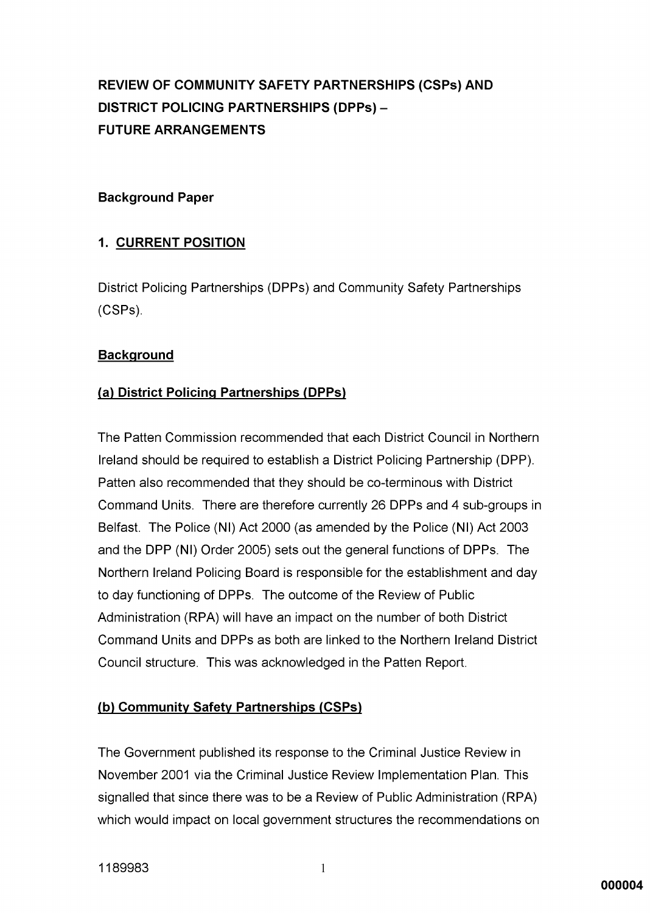# REVIEW OF COMMUNITY SAFETY PARTNERSHIPS (CSPs) AND DISTRICT POLICING PARTNERSHIPS (DPPs) – FUTURE ARRANGEMENTS

## Background Paper

### 1. CURRENT POSITION

District Policing Partnerships (DPPs) and Community Safety Partnerships (CSPs).

#### Background

#### (a) District Policing Partnerships (DPPs)

The Patten Commission recommended that each District Council in Northern Ireland should be required to establish a District Policing Partnership (DPP). Patten also recommended that they should be co-terminous with District Command Units. There are therefore currently 26 DPPs and 4 sub-groups in Belfast. The Police (NI) Act 2000 (as amended by the Police (NI) Act 2003 and the DPP (NI) Order 2005) sets out the general functions of DPPs. The Northern Ireland Policing Board is responsible for the establishment and day to day functioning of DPPs. The outcome of the Review of Public Administration (RPA) will have an impact on the number of both District Command Units and DPPs as both are linked to the Northern Ireland District Council structure. This was acknowledged in the Patten Report.

#### (b) Community Safety Partnerships (CSPs)

The Government published its response to the Criminal Justice Review in November 2001 via the Criminal Justice Review Implementation Plan. This signalled that since there was to be a Review of Public Administration (RPA) which would impact on local government structures the recommendations on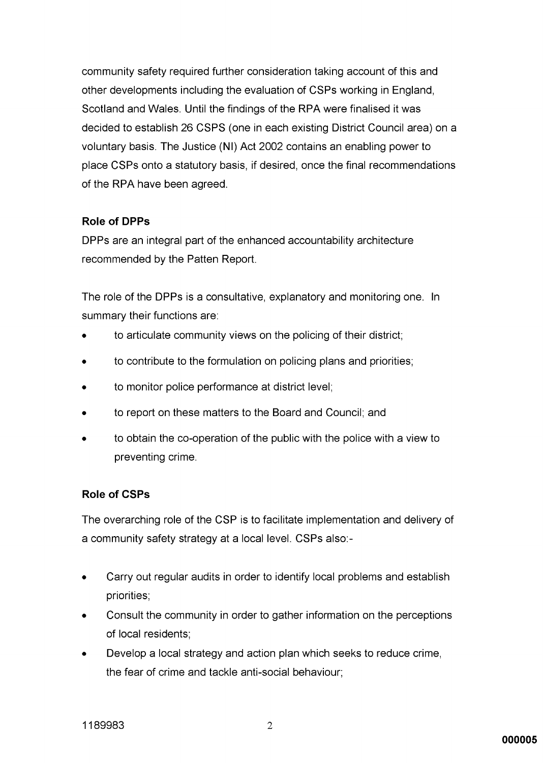community safety required further consideration taking account of this and other developments including the evaluation of CSPs working in England, Scotland and Wales. Until the findings of the RPA were finalised it was decided to establish 26 CSPS (one in each existing District Council area) on a voluntary basis. The Justice (NI) Act 2002 contains an enabling power to place CSPs onto a statutory basis, if desired, once the final recommendations of the RPA have been agreed.

**Role of DPPs**

DPPs are an integral part of the enhanced accountability architecture recommended by the Patten Report.

The role of the DPPs is a consultative, explanatory and monitoring one. In summary their functions are:

- to articulate community views on the policing of their district;
- to contribute to the formulation on policing plans and priorities;
- to monitor police performance at district level;
- to report on these matters to the Board and Council; and
- to obtain the co-operation of the public with the police with a view to preventing crime.

**Role of CSPs**

The overarching role of the CSP is to facilitate implementation and delivery of a community safety strategy at a local level. CSPs also:-

- Carry out regular audits in order to identify local problems and establish priorities;
- Consult the community in order to gather information on the perceptions of local residents;
- Develop a local strategy and action plan which seeks to reduce crime, the fear of crime and tackle anti-social behaviour;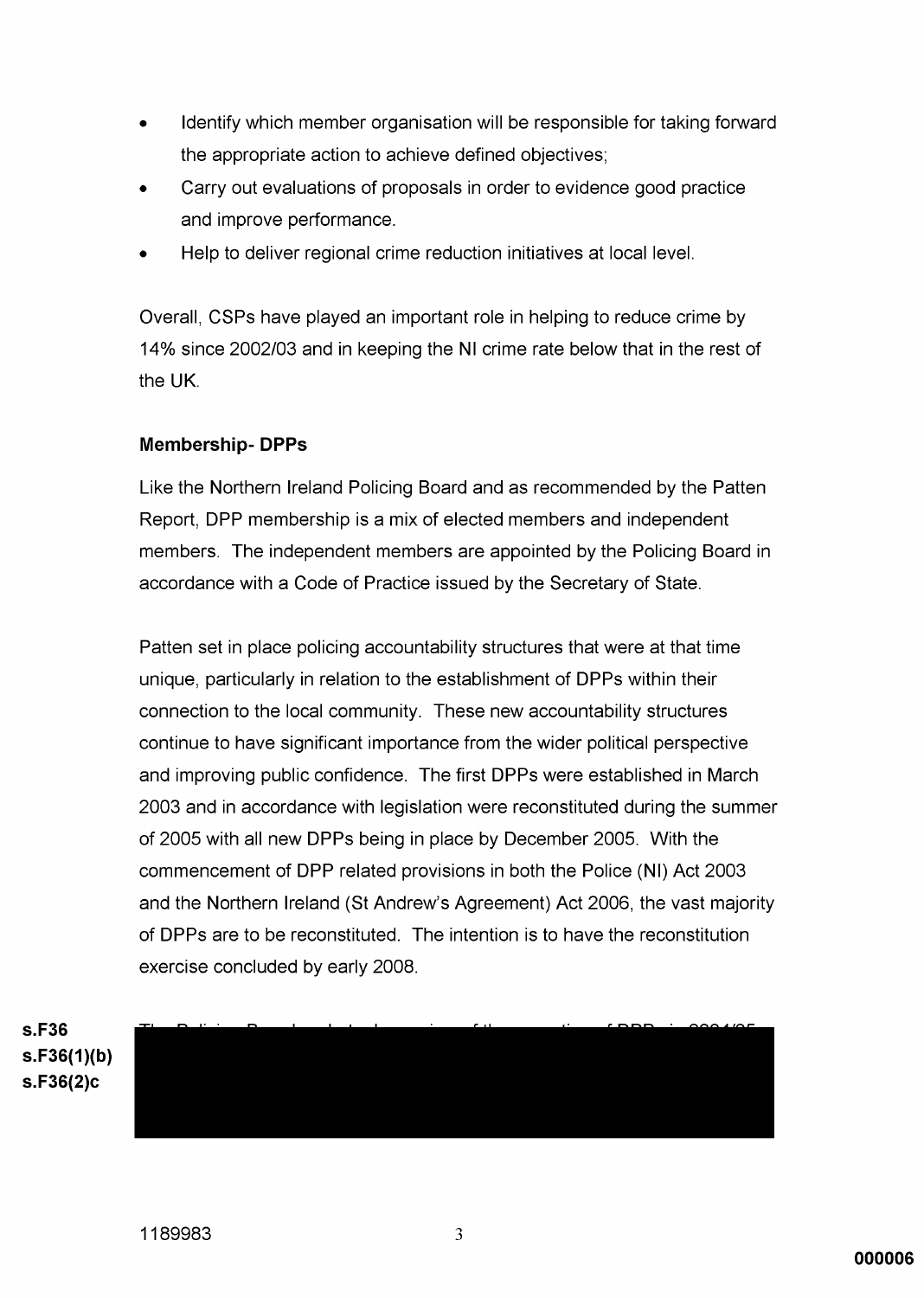- Identify which member organisation will be responsible for taking forward the appropriate action to achieve defined objectives;
- Carry out evaluations of proposals in order to evidence good practice and improve performance.
- Help to deliver regional crime reduction initiatives at local level.

Overall, CSPs have played an important role in helping to reduce crime by 14% since 2002/03 and in keeping the NI crime rate below that in the rest of the UK.

**Membership- DPPs**

Like the Northern Ireland Policing Board and as recommended by the Patten Report, DPP membership is a mix of elected members and independent members. The independent members are appointed by the Policing Board in accordance with a Code of Practice issued by the Secretary of State.

Patten set in place policing accountability structures that were at that time unique, particularly in relation to the establishment of DPPs within their connection to the local community. These new accountability structures continue to have significant importance from the wider political perspective and improving public confidence. The first DPPs were established in March 2003 and in accordance with legislation were reconstituted during the summer of 2005 with all new DPPs being in place by December 2005. With the commencement of DPP related provisions in both the Police (NI) Act 2003 and the Northern Ireland (St Andrew's Agreement) Act 2006, the vast majority of DPPs are to be reconstituted. The intention is to have the reconstitution exercise concluded by early 2008.

s.F36
s.F36(1)(b)
s.F36(2)c

[REDACTED]

1189983

000006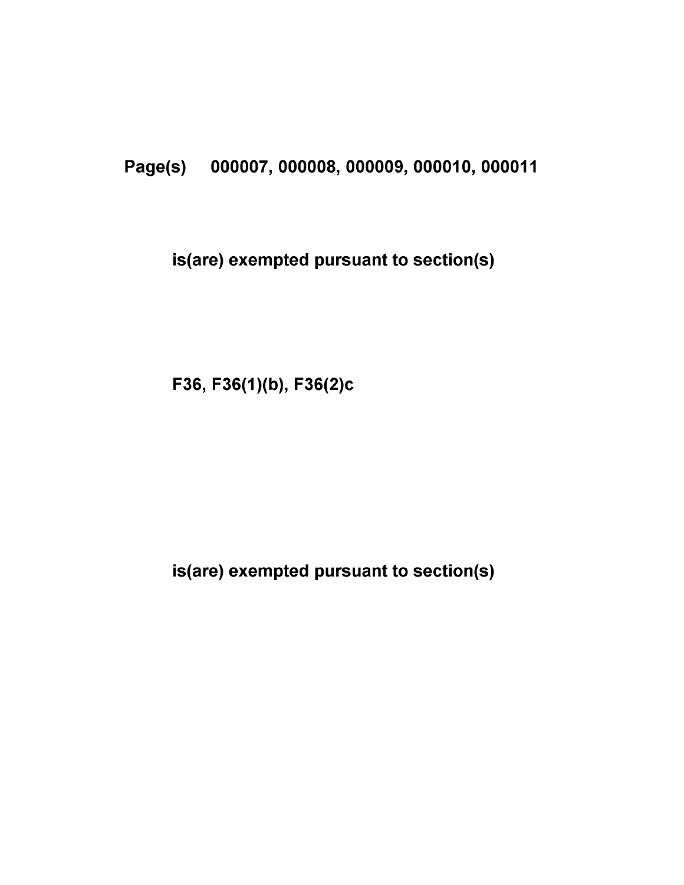**Page(s) 000007, 000008, 000009, 000010, 000011**

**is(are) exempted pursuant to section(s)**

**F36, F36(1)(b), F36(2)c**

**is(are) exempted pursuant to section(s)**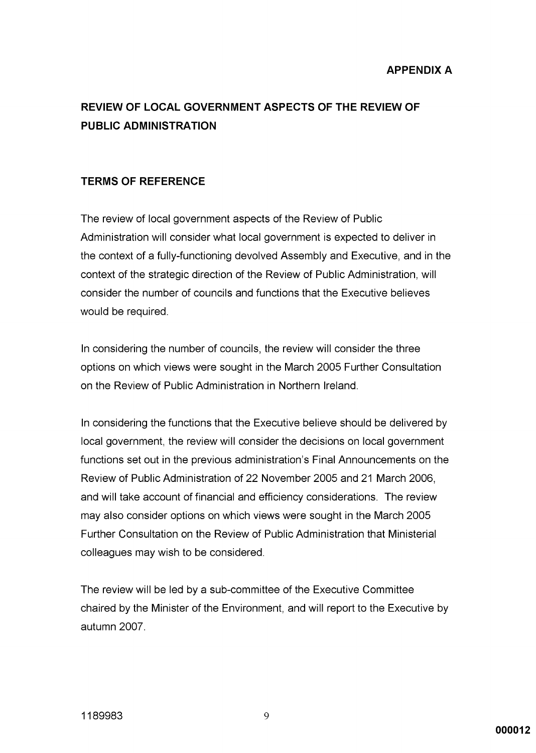**APPENDIX A**

## REVIEW OF LOCAL GOVERNMENT ASPECTS OF THE REVIEW OF PUBLIC ADMINISTRATION

### TERMS OF REFERENCE

The review of local government aspects of the Review of Public Administration will consider what local government is expected to deliver in the context of a fully-functioning devolved Assembly and Executive, and in the context of the strategic direction of the Review of Public Administration, will consider the number of councils and functions that the Executive believes would be required.

In considering the number of councils, the review will consider the three options on which views were sought in the March 2005 Further Consultation on the Review of Public Administration in Northern Ireland.

In considering the functions that the Executive believe should be delivered by local government, the review will consider the decisions on local government functions set out in the previous administration's Final Announcements on the Review of Public Administration of 22 November 2005 and 21 March 2006, and will take account of financial and efficiency considerations. The review may also consider options on which views were sought in the March 2005 Further Consultation on the Review of Public Administration that Ministerial colleagues may wish to be considered.

The review will be led by a sub-committee of the Executive Committee chaired by the Minister of the Environment, and will report to the Executive by autumn 2007.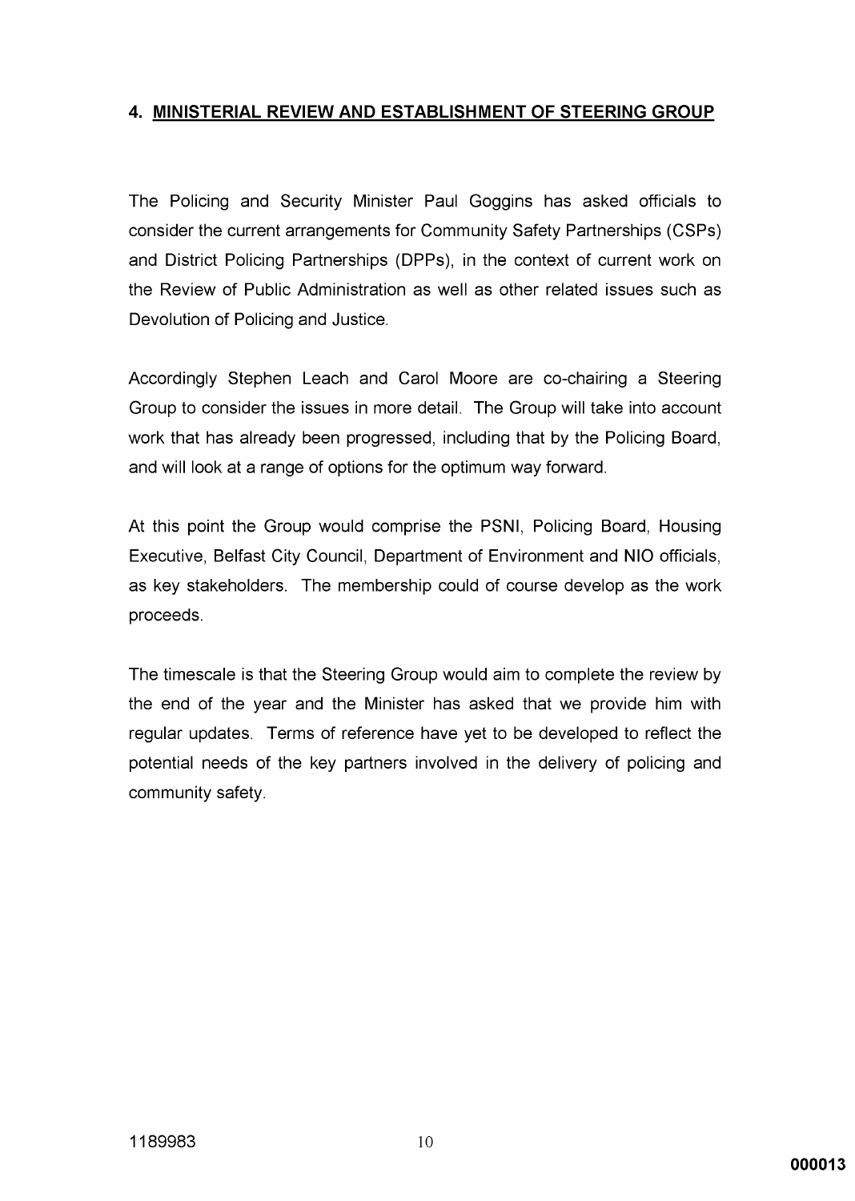## 4. MINISTERIAL REVIEW AND ESTABLISHMENT OF STEERING GROUP

The Policing and Security Minister Paul Goggins has asked officials to consider the current arrangements for Community Safety Partnerships (CSPs) and District Policing Partnerships (DPPs), in the context of current work on the Review of Public Administration as well as other related issues such as Devolution of Policing and Justice.

Accordingly Stephen Leach and Carol Moore are co-chairing a Steering Group to consider the issues in more detail. The Group will take into account work that has already been progressed, including that by the Policing Board, and will look at a range of options for the optimum way forward.

At this point the Group would comprise the PSNI, Policing Board, Housing Executive, Belfast City Council, Department of Environment and NIO officials, as key stakeholders. The membership could of course develop as the work proceeds.

The timescale is that the Steering Group would aim to complete the review by the end of the year and the Minister has asked that we provide him with regular updates. Terms of reference have yet to be developed to reflect the potential needs of the key partners involved in the delivery of policing and community safety.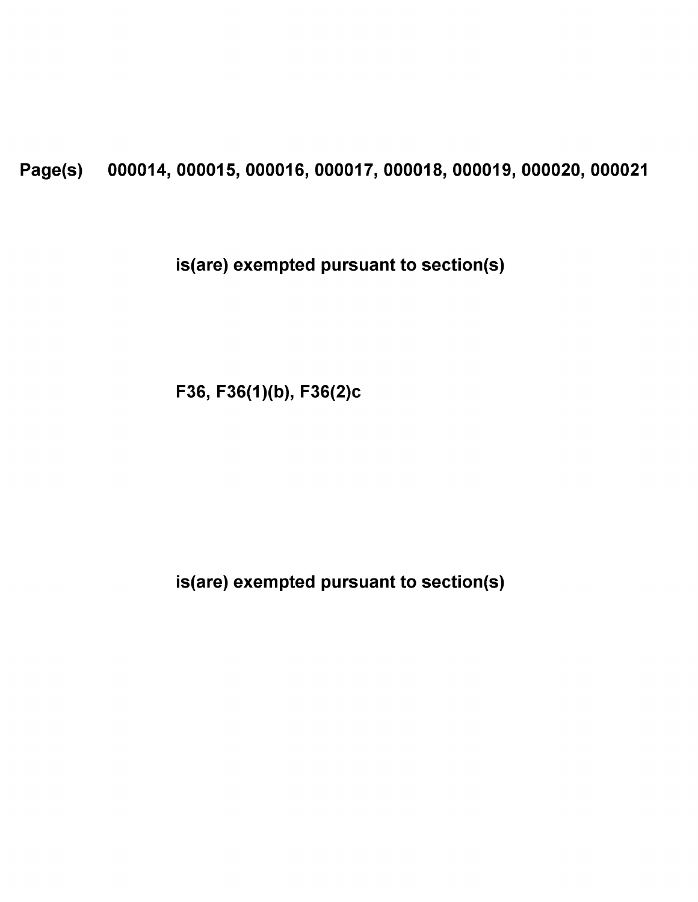**Page(s) 000014, 000015, 000016, 000017, 000018, 000019, 000020, 000021**

**is(are) exempted pursuant to section(s)**

**F36, F36(1)(b), F36(2)c**

**is(are) exempted pursuant to section(s)**